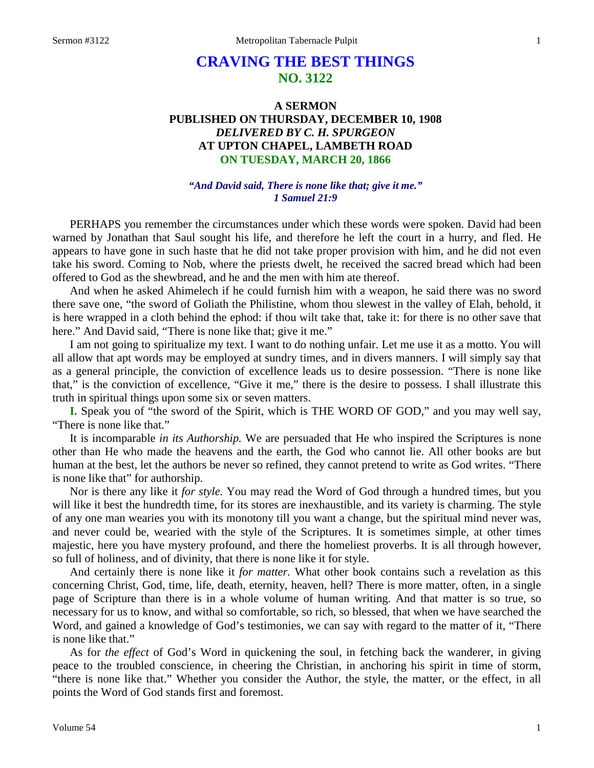# CRAVING THE BEST THINGS
## NO. 3122

### A SERMON
### PUBLISHED ON THURSDAY, DECEMBER 10, 1908
### *DELIVERED BY C. H. SPURGEON*
### AT UPTON CHAPEL, LAMBETH ROAD
### ON TUESDAY, MARCH 20, 1866

***"And David said, There is none like that; give it me."***
***1 Samuel 21:9***

PERHAPS you remember the circumstances under which these words were spoken. David had been warned by Jonathan that Saul sought his life, and therefore he left the court in a hurry, and fled. He appears to have gone in such haste that he did not take proper provision with him, and he did not even take his sword. Coming to Nob, where the priests dwelt, he received the sacred bread which had been offered to God as the shewbread, and he and the men with him ate thereof.

And when he asked Ahimelech if he could furnish him with a weapon, he said there was no sword there save one, "the sword of Goliath the Philistine, whom thou slewest in the valley of Elah, behold, it is here wrapped in a cloth behind the ephod: if thou wilt take that, take it: for there is no other save that here." And David said, "There is none like that; give it me."

I am not going to spiritualize my text. I want to do nothing unfair. Let me use it as a motto. You will all allow that apt words may be employed at sundry times, and in divers manners. I will simply say that as a general principle, the conviction of excellence leads us to desire possession. "There is none like that," is the conviction of excellence, "Give it me," there is the desire to possess. I shall illustrate this truth in spiritual things upon some six or seven matters.

**I.** Speak you of "the sword of the Spirit, which is THE WORD OF GOD," and you may well say, "There is none like that."

It is incomparable *in its Authorship.* We are persuaded that He who inspired the Scriptures is none other than He who made the heavens and the earth, the God who cannot lie. All other books are but human at the best, let the authors be never so refined, they cannot pretend to write as God writes. "There is none like that" for authorship.

Nor is there any like it *for style.* You may read the Word of God through a hundred times, but you will like it best the hundredth time, for its stores are inexhaustible, and its variety is charming. The style of any one man wearies you with its monotony till you want a change, but the spiritual mind never was, and never could be, wearied with the style of the Scriptures. It is sometimes simple, at other times majestic, here you have mystery profound, and there the homeliest proverbs. It is all through however, so full of holiness, and of divinity, that there is none like it for style.

And certainly there is none like it *for matter.* What other book contains such a revelation as this concerning Christ, God, time, life, death, eternity, heaven, hell? There is more matter, often, in a single page of Scripture than there is in a whole volume of human writing. And that matter is so true, so necessary for us to know, and withal so comfortable, so rich, so blessed, that when we have searched the Word, and gained a knowledge of God's testimonies, we can say with regard to the matter of it, "There is none like that."

As for *the effect* of God's Word in quickening the soul, in fetching back the wanderer, in giving peace to the troubled conscience, in cheering the Christian, in anchoring his spirit in time of storm, "there is none like that." Whether you consider the Author, the style, the matter, or the effect, in all points the Word of God stands first and foremost.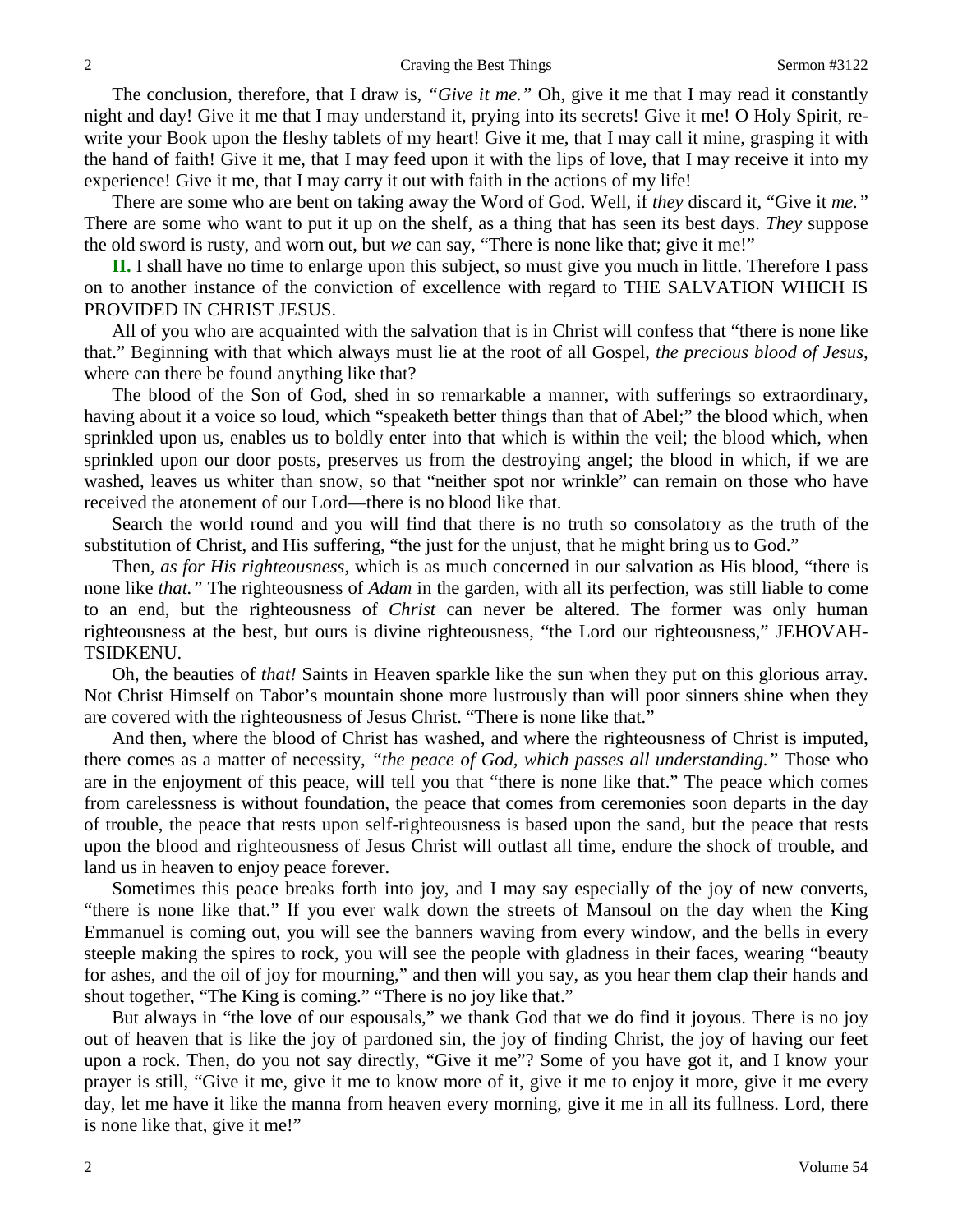The conclusion, therefore, that I draw is, *"Give it me."* Oh, give it me that I may read it constantly night and day! Give it me that I may understand it, prying into its secrets! Give it me! O Holy Spirit, re-write your Book upon the fleshy tablets of my heart! Give it me, that I may call it mine, grasping it with the hand of faith! Give it me, that I may feed upon it with the lips of love, that I may receive it into my experience! Give it me, that I may carry it out with faith in the actions of my life!

There are some who are bent on taking away the Word of God. Well, if *they* discard it, "Give it *me."* There are some who want to put it up on the shelf, as a thing that has seen its best days. *They* suppose the old sword is rusty, and worn out, but *we* can say, "There is none like that; give it me!"

**II.** I shall have no time to enlarge upon this subject, so must give you much in little. Therefore I pass on to another instance of the conviction of excellence with regard to THE SALVATION WHICH IS PROVIDED IN CHRIST JESUS.

All of you who are acquainted with the salvation that is in Christ will confess that "there is none like that." Beginning with that which always must lie at the root of all Gospel, *the precious blood of Jesus,* where can there be found anything like that?

The blood of the Son of God, shed in so remarkable a manner, with sufferings so extraordinary, having about it a voice so loud, which "speaketh better things than that of Abel;" the blood which, when sprinkled upon us, enables us to boldly enter into that which is within the veil; the blood which, when sprinkled upon our door posts, preserves us from the destroying angel; the blood in which, if we are washed, leaves us whiter than snow, so that "neither spot nor wrinkle" can remain on those who have received the atonement of our Lord—there is no blood like that.

Search the world round and you will find that there is no truth so consolatory as the truth of the substitution of Christ, and His suffering, "the just for the unjust, that he might bring us to God."

Then, *as for His righteousness,* which is as much concerned in our salvation as His blood, "there is none like *that."* The righteousness of *Adam* in the garden, with all its perfection, was still liable to come to an end, but the righteousness of *Christ* can never be altered. The former was only human righteousness at the best, but ours is divine righteousness, "the Lord our righteousness," JEHOVAH-TSIDKENU.

Oh, the beauties of *that!* Saints in Heaven sparkle like the sun when they put on this glorious array. Not Christ Himself on Tabor's mountain shone more lustrously than will poor sinners shine when they are covered with the righteousness of Jesus Christ. "There is none like that."

And then, where the blood of Christ has washed, and where the righteousness of Christ is imputed, there comes as a matter of necessity, *"the peace of God, which passes all understanding."* Those who are in the enjoyment of this peace, will tell you that "there is none like that." The peace which comes from carelessness is without foundation, the peace that comes from ceremonies soon departs in the day of trouble, the peace that rests upon self-righteousness is based upon the sand, but the peace that rests upon the blood and righteousness of Jesus Christ will outlast all time, endure the shock of trouble, and land us in heaven to enjoy peace forever.

Sometimes this peace breaks forth into joy, and I may say especially of the joy of new converts, "there is none like that." If you ever walk down the streets of Mansoul on the day when the King Emmanuel is coming out, you will see the banners waving from every window, and the bells in every steeple making the spires to rock, you will see the people with gladness in their faces, wearing "beauty for ashes, and the oil of joy for mourning," and then will you say, as you hear them clap their hands and shout together, "The King is coming." "There is no joy like that."

But always in "the love of our espousals," we thank God that we do find it joyous. There is no joy out of heaven that is like the joy of pardoned sin, the joy of finding Christ, the joy of having our feet upon a rock. Then, do you not say directly, "Give it me"? Some of you have got it, and I know your prayer is still, "Give it me, give it me to know more of it, give it me to enjoy it more, give it me every day, let me have it like the manna from heaven every morning, give it me in all its fullness. Lord, there is none like that, give it me!"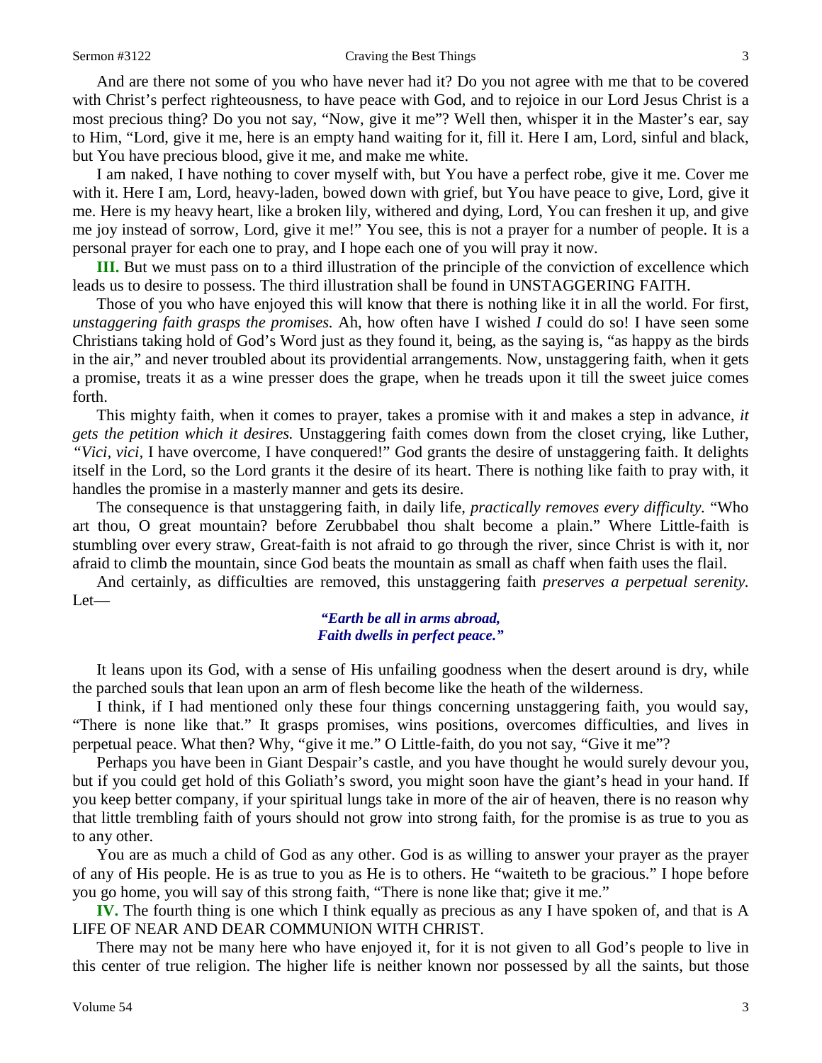And are there not some of you who have never had it? Do you not agree with me that to be covered with Christ's perfect righteousness, to have peace with God, and to rejoice in our Lord Jesus Christ is a most precious thing? Do you not say, "Now, give it me"? Well then, whisper it in the Master's ear, say to Him, "Lord, give it me, here is an empty hand waiting for it, fill it. Here I am, Lord, sinful and black, but You have precious blood, give it me, and make me white.

I am naked, I have nothing to cover myself with, but You have a perfect robe, give it me. Cover me with it. Here I am, Lord, heavy-laden, bowed down with grief, but You have peace to give, Lord, give it me. Here is my heavy heart, like a broken lily, withered and dying, Lord, You can freshen it up, and give me joy instead of sorrow, Lord, give it me!" You see, this is not a prayer for a number of people. It is a personal prayer for each one to pray, and I hope each one of you will pray it now.

**III.** But we must pass on to a third illustration of the principle of the conviction of excellence which leads us to desire to possess. The third illustration shall be found in UNSTAGGERING FAITH.

Those of you who have enjoyed this will know that there is nothing like it in all the world. For first, *unstaggering faith grasps the promises.* Ah, how often have I wished *I* could do so! I have seen some Christians taking hold of God's Word just as they found it, being, as the saying is, "as happy as the birds in the air," and never troubled about its providential arrangements. Now, unstaggering faith, when it gets a promise, treats it as a wine presser does the grape, when he treads upon it till the sweet juice comes forth.

This mighty faith, when it comes to prayer, takes a promise with it and makes a step in advance, *it gets the petition which it desires.* Unstaggering faith comes down from the closet crying, like Luther, *"Vici, vici,* I have overcome, I have conquered!" God grants the desire of unstaggering faith. It delights itself in the Lord, so the Lord grants it the desire of its heart. There is nothing like faith to pray with, it handles the promise in a masterly manner and gets its desire.

The consequence is that unstaggering faith, in daily life, *practically removes every difficulty.* "Who art thou, O great mountain? before Zerubbabel thou shalt become a plain." Where Little-faith is stumbling over every straw, Great-faith is not afraid to go through the river, since Christ is with it, nor afraid to climb the mountain, since God beats the mountain as small as chaff when faith uses the flail.

And certainly, as difficulties are removed, this unstaggering faith *preserves a perpetual serenity.* Let—

> ***"Earth be all in arms abroad,***
> ***Faith dwells in perfect peace."***

It leans upon its God, with a sense of His unfailing goodness when the desert around is dry, while the parched souls that lean upon an arm of flesh become like the heath of the wilderness.

I think, if I had mentioned only these four things concerning unstaggering faith, you would say, "There is none like that." It grasps promises, wins positions, overcomes difficulties, and lives in perpetual peace. What then? Why, "give it me." O Little-faith, do you not say, "Give it me"?

Perhaps you have been in Giant Despair's castle, and you have thought he would surely devour you, but if you could get hold of this Goliath's sword, you might soon have the giant's head in your hand. If you keep better company, if your spiritual lungs take in more of the air of heaven, there is no reason why that little trembling faith of yours should not grow into strong faith, for the promise is as true to you as to any other.

You are as much a child of God as any other. God is as willing to answer your prayer as the prayer of any of His people. He is as true to you as He is to others. He "waiteth to be gracious." I hope before you go home, you will say of this strong faith, "There is none like that; give it me."

**IV.** The fourth thing is one which I think equally as precious as any I have spoken of, and that is A LIFE OF NEAR AND DEAR COMMUNION WITH CHRIST.

There may not be many here who have enjoyed it, for it is not given to all God's people to live in this center of true religion. The higher life is neither known nor possessed by all the saints, but those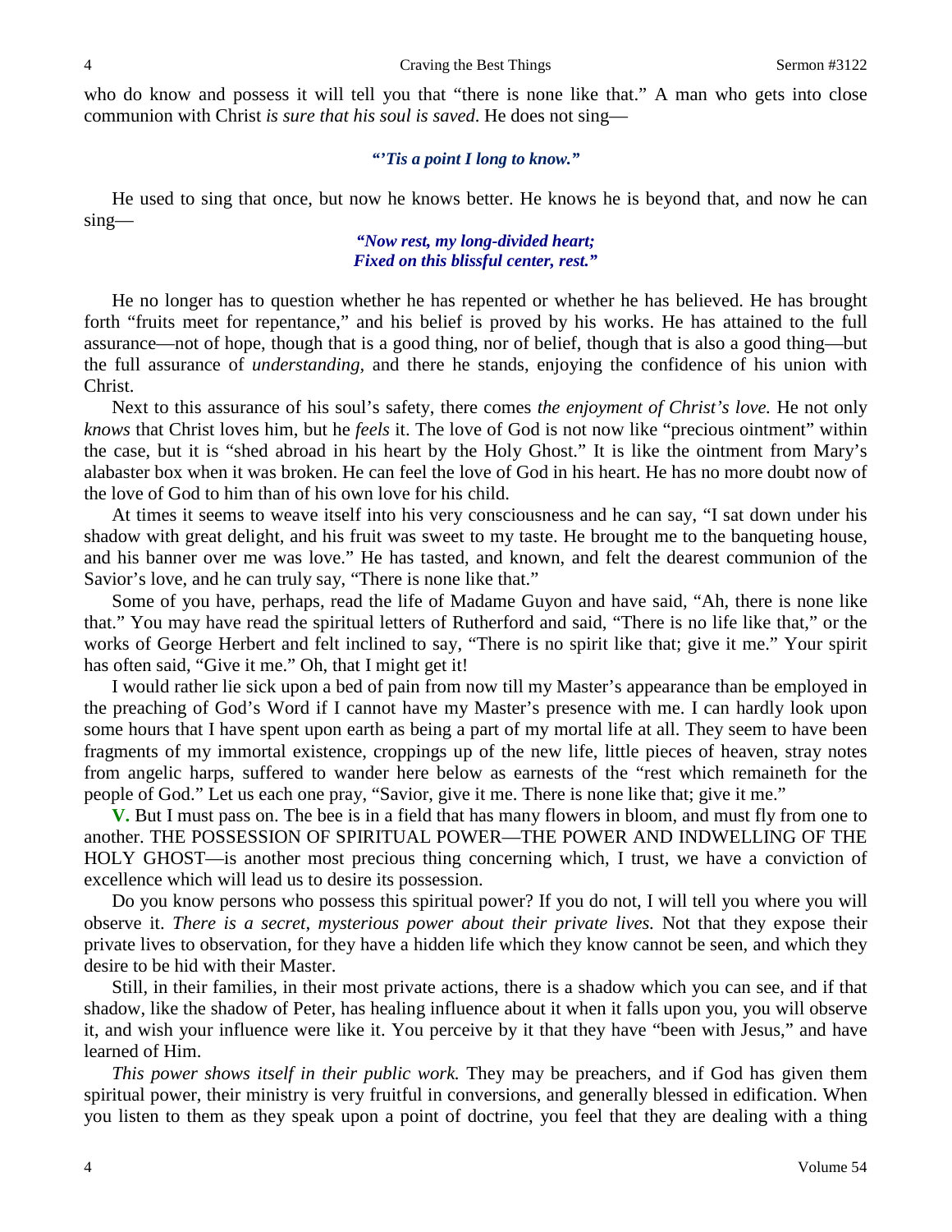who do know and possess it will tell you that "there is none like that." A man who gets into close communion with Christ *is sure that his soul is saved*. He does not sing—

> ***"'Tis a point I long to know."***

He used to sing that once, but now he knows better. He knows he is beyond that, and now he can sing—

> ***"Now rest, my long-divided heart;***
> ***Fixed on this blissful center, rest."***

He no longer has to question whether he has repented or whether he has believed. He has brought forth "fruits meet for repentance," and his belief is proved by his works. He has attained to the full assurance—not of hope, though that is a good thing, nor of belief, though that is also a good thing—but the full assurance of *understanding,* and there he stands, enjoying the confidence of his union with Christ.

Next to this assurance of his soul's safety, there comes *the enjoyment of Christ's love.* He not only *knows* that Christ loves him, but he *feels* it. The love of God is not now like "precious ointment" within the case, but it is "shed abroad in his heart by the Holy Ghost." It is like the ointment from Mary's alabaster box when it was broken. He can feel the love of God in his heart. He has no more doubt now of the love of God to him than of his own love for his child.

At times it seems to weave itself into his very consciousness and he can say, "I sat down under his shadow with great delight, and his fruit was sweet to my taste. He brought me to the banqueting house, and his banner over me was love." He has tasted, and known, and felt the dearest communion of the Savior's love, and he can truly say, "There is none like that."

Some of you have, perhaps, read the life of Madame Guyon and have said, "Ah, there is none like that." You may have read the spiritual letters of Rutherford and said, "There is no life like that," or the works of George Herbert and felt inclined to say, "There is no spirit like that; give it me." Your spirit has often said, "Give it me." Oh, that I might get it!

I would rather lie sick upon a bed of pain from now till my Master's appearance than be employed in the preaching of God's Word if I cannot have my Master's presence with me. I can hardly look upon some hours that I have spent upon earth as being a part of my mortal life at all. They seem to have been fragments of my immortal existence, croppings up of the new life, little pieces of heaven, stray notes from angelic harps, suffered to wander here below as earnests of the "rest which remaineth for the people of God." Let us each one pray, "Savior, give it me. There is none like that; give it me."

**V.** But I must pass on. The bee is in a field that has many flowers in bloom, and must fly from one to another. THE POSSESSION OF SPIRITUAL POWER—THE POWER AND INDWELLING OF THE HOLY GHOST—is another most precious thing concerning which, I trust, we have a conviction of excellence which will lead us to desire its possession.

Do you know persons who possess this spiritual power? If you do not, I will tell you where you will observe it. *There is a secret, mysterious power about their private lives.* Not that they expose their private lives to observation, for they have a hidden life which they know cannot be seen, and which they desire to be hid with their Master.

Still, in their families, in their most private actions, there is a shadow which you can see, and if that shadow, like the shadow of Peter, has healing influence about it when it falls upon you, you will observe it, and wish your influence were like it. You perceive by it that they have "been with Jesus," and have learned of Him.

*This power shows itself in their public work.* They may be preachers, and if God has given them spiritual power, their ministry is very fruitful in conversions, and generally blessed in edification. When you listen to them as they speak upon a point of doctrine, you feel that they are dealing with a thing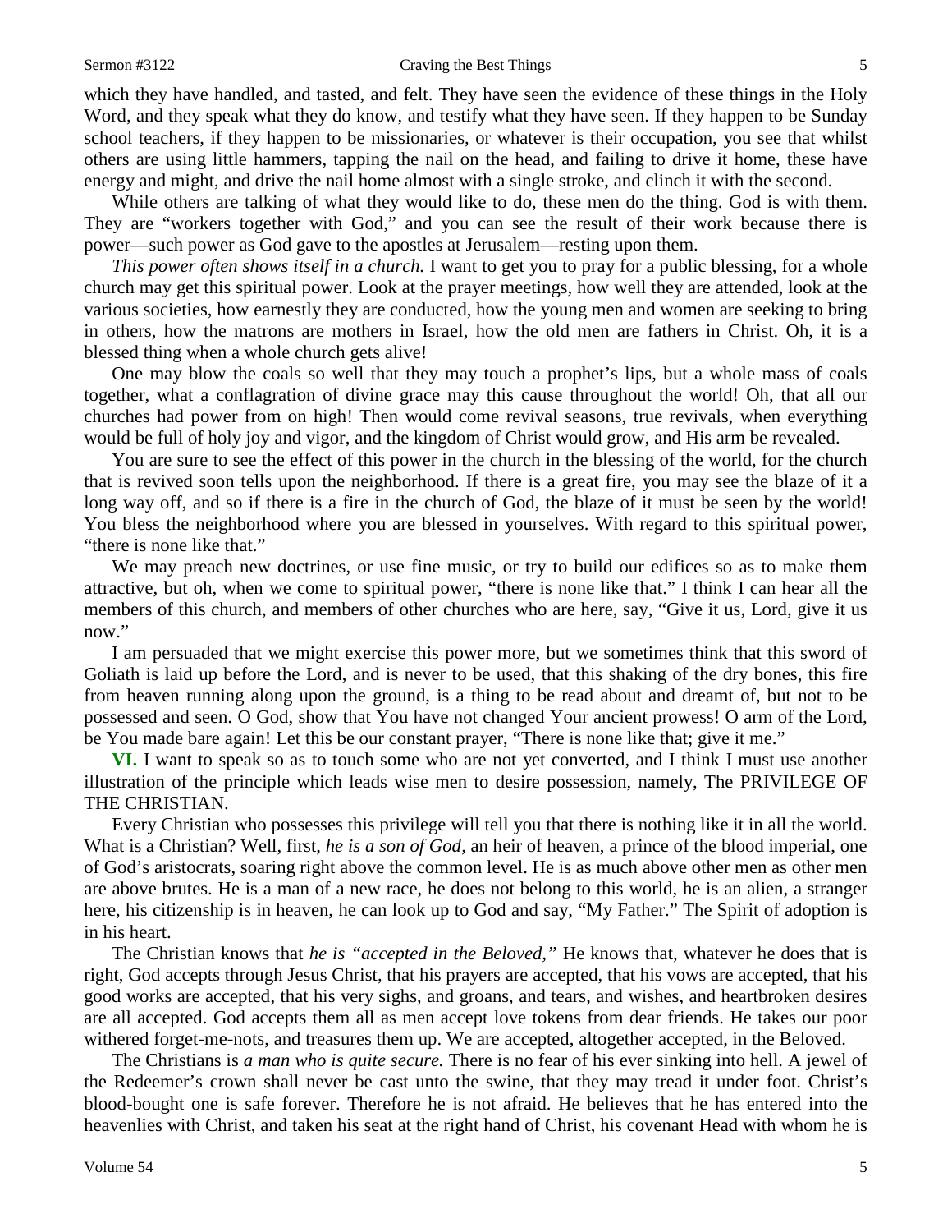which they have handled, and tasted, and felt. They have seen the evidence of these things in the Holy Word, and they speak what they do know, and testify what they have seen. If they happen to be Sunday school teachers, if they happen to be missionaries, or whatever is their occupation, you see that whilst others are using little hammers, tapping the nail on the head, and failing to drive it home, these have energy and might, and drive the nail home almost with a single stroke, and clinch it with the second.

While others are talking of what they would like to do, these men do the thing. God is with them. They are "workers together with God," and you can see the result of their work because there is power—such power as God gave to the apostles at Jerusalem—resting upon them.

*This power often shows itself in a church.* I want to get you to pray for a public blessing, for a whole church may get this spiritual power. Look at the prayer meetings, how well they are attended, look at the various societies, how earnestly they are conducted, how the young men and women are seeking to bring in others, how the matrons are mothers in Israel, how the old men are fathers in Christ. Oh, it is a blessed thing when a whole church gets alive!

One may blow the coals so well that they may touch a prophet's lips, but a whole mass of coals together, what a conflagration of divine grace may this cause throughout the world! Oh, that all our churches had power from on high! Then would come revival seasons, true revivals, when everything would be full of holy joy and vigor, and the kingdom of Christ would grow, and His arm be revealed.

You are sure to see the effect of this power in the church in the blessing of the world, for the church that is revived soon tells upon the neighborhood. If there is a great fire, you may see the blaze of it a long way off, and so if there is a fire in the church of God, the blaze of it must be seen by the world! You bless the neighborhood where you are blessed in yourselves. With regard to this spiritual power, "there is none like that."

We may preach new doctrines, or use fine music, or try to build our edifices so as to make them attractive, but oh, when we come to spiritual power, "there is none like that." I think I can hear all the members of this church, and members of other churches who are here, say, "Give it us, Lord, give it us now."

I am persuaded that we might exercise this power more, but we sometimes think that this sword of Goliath is laid up before the Lord, and is never to be used, that this shaking of the dry bones, this fire from heaven running along upon the ground, is a thing to be read about and dreamt of, but not to be possessed and seen. O God, show that You have not changed Your ancient prowess! O arm of the Lord, be You made bare again! Let this be our constant prayer, "There is none like that; give it me."

**VI.** I want to speak so as to touch some who are not yet converted, and I think I must use another illustration of the principle which leads wise men to desire possession, namely, The PRIVILEGE OF THE CHRISTIAN.

Every Christian who possesses this privilege will tell you that there is nothing like it in all the world. What is a Christian? Well, first, *he is a son of God,* an heir of heaven, a prince of the blood imperial, one of God's aristocrats, soaring right above the common level. He is as much above other men as other men are above brutes. He is a man of a new race, he does not belong to this world, he is an alien, a stranger here, his citizenship is in heaven, he can look up to God and say, "My Father." The Spirit of adoption is in his heart.

The Christian knows that *he is "accepted in the Beloved,"* He knows that, whatever he does that is right, God accepts through Jesus Christ, that his prayers are accepted, that his vows are accepted, that his good works are accepted, that his very sighs, and groans, and tears, and wishes, and heartbroken desires are all accepted. God accepts them all as men accept love tokens from dear friends. He takes our poor withered forget-me-nots, and treasures them up. We are accepted, altogether accepted, in the Beloved.

The Christians is *a man who is quite secure.* There is no fear of his ever sinking into hell. A jewel of the Redeemer's crown shall never be cast unto the swine, that they may tread it under foot. Christ's blood-bought one is safe forever. Therefore he is not afraid. He believes that he has entered into the heavenlies with Christ, and taken his seat at the right hand of Christ, his covenant Head with whom he is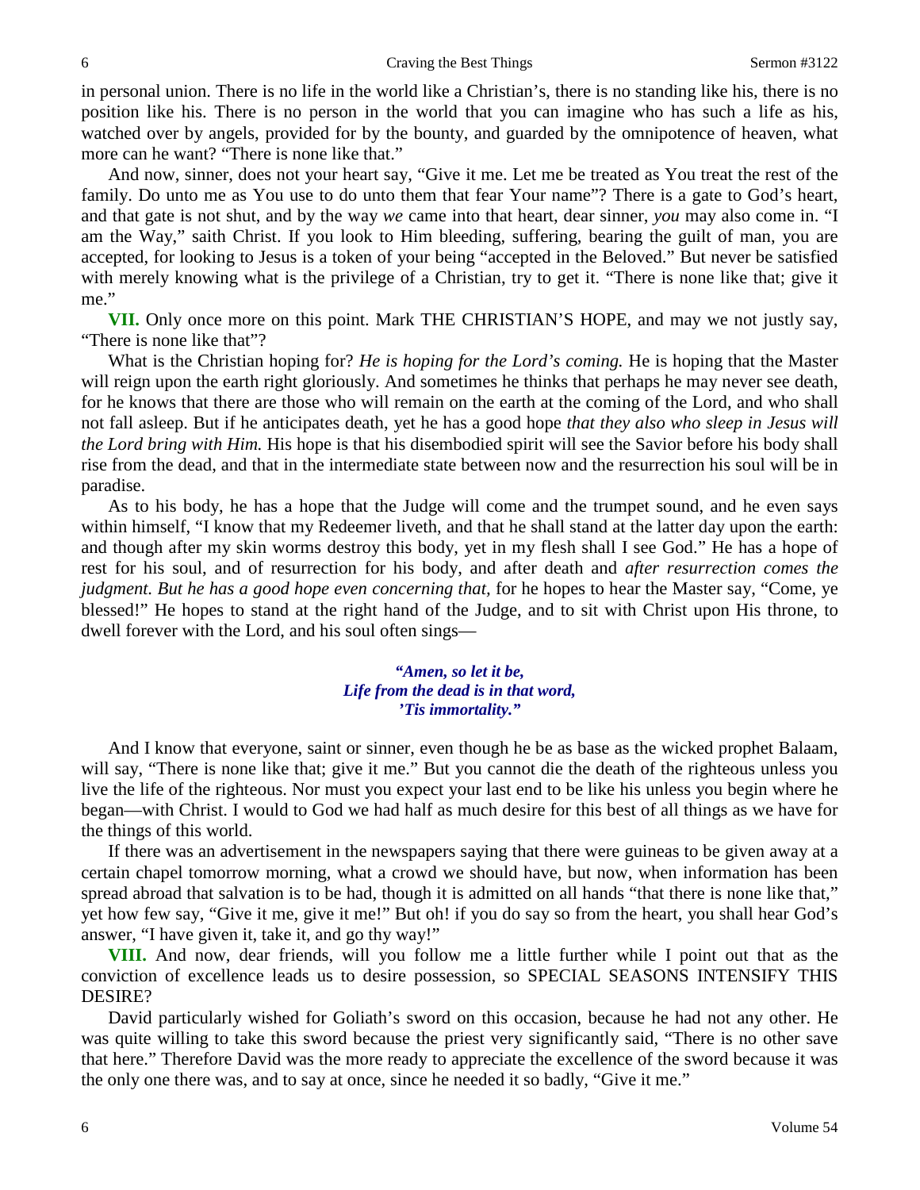in personal union. There is no life in the world like a Christian's, there is no standing like his, there is no position like his. There is no person in the world that you can imagine who has such a life as his, watched over by angels, provided for by the bounty, and guarded by the omnipotence of heaven, what more can he want? "There is none like that."

And now, sinner, does not your heart say, "Give it me. Let me be treated as You treat the rest of the family. Do unto me as You use to do unto them that fear Your name"? There is a gate to God's heart, and that gate is not shut, and by the way *we* came into that heart, dear sinner, *you* may also come in. "I am the Way," saith Christ. If you look to Him bleeding, suffering, bearing the guilt of man, you are accepted, for looking to Jesus is a token of your being "accepted in the Beloved." But never be satisfied with merely knowing what is the privilege of a Christian, try to get it. "There is none like that; give it me."

**VII.** Only once more on this point. Mark THE CHRISTIAN'S HOPE, and may we not justly say, "There is none like that"?

What is the Christian hoping for? *He is hoping for the Lord's coming.* He is hoping that the Master will reign upon the earth right gloriously. And sometimes he thinks that perhaps he may never see death, for he knows that there are those who will remain on the earth at the coming of the Lord, and who shall not fall asleep. But if he anticipates death, yet he has a good hope *that they also who sleep in Jesus will the Lord bring with Him.* His hope is that his disembodied spirit will see the Savior before his body shall rise from the dead, and that in the intermediate state between now and the resurrection his soul will be in paradise.

As to his body, he has a hope that the Judge will come and the trumpet sound, and he even says within himself, "I know that my Redeemer liveth, and that he shall stand at the latter day upon the earth: and though after my skin worms destroy this body, yet in my flesh shall I see God." He has a hope of rest for his soul, and of resurrection for his body, and after death and *after resurrection comes the judgment. But he has a good hope even concerning that,* for he hopes to hear the Master say, "Come, ye blessed!" He hopes to stand at the right hand of the Judge, and to sit with Christ upon His throne, to dwell forever with the Lord, and his soul often sings—

> ***"Amen, so let it be,***
> ***Life from the dead is in that word,***
> ***'Tis immortality."***

And I know that everyone, saint or sinner, even though he be as base as the wicked prophet Balaam, will say, "There is none like that; give it me." But you cannot die the death of the righteous unless you live the life of the righteous. Nor must you expect your last end to be like his unless you begin where he began—with Christ. I would to God we had half as much desire for this best of all things as we have for the things of this world.

If there was an advertisement in the newspapers saying that there were guineas to be given away at a certain chapel tomorrow morning, what a crowd we should have, but now, when information has been spread abroad that salvation is to be had, though it is admitted on all hands "that there is none like that," yet how few say, "Give it me, give it me!" But oh! if you do say so from the heart, you shall hear God's answer, "I have given it, take it, and go thy way!"

**VIII.** And now, dear friends, will you follow me a little further while I point out that as the conviction of excellence leads us to desire possession, so SPECIAL SEASONS INTENSIFY THIS DESIRE?

David particularly wished for Goliath's sword on this occasion, because he had not any other. He was quite willing to take this sword because the priest very significantly said, "There is no other save that here." Therefore David was the more ready to appreciate the excellence of the sword because it was the only one there was, and to say at once, since he needed it so badly, "Give it me."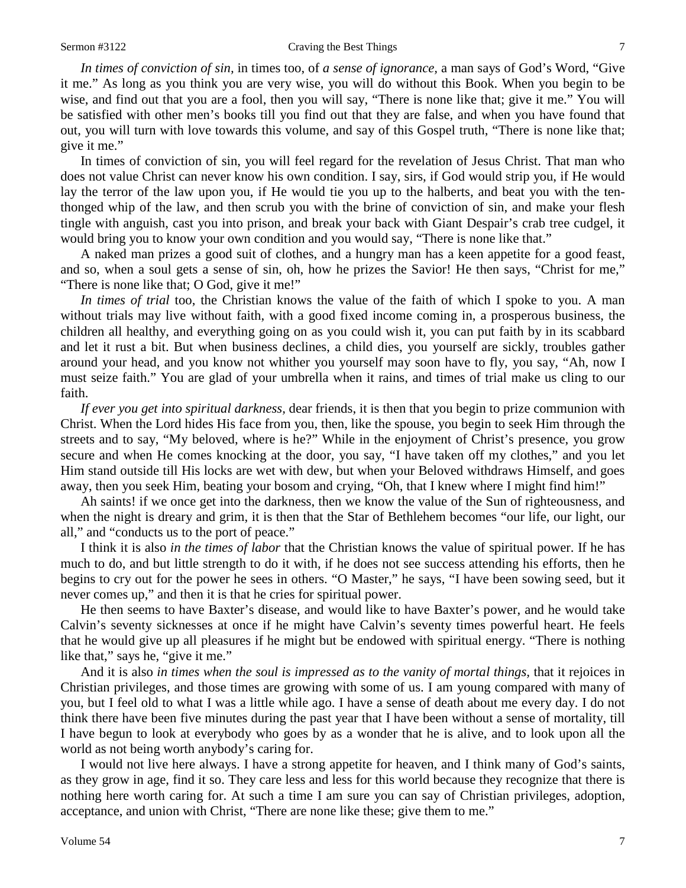*In times of conviction of sin,* in times too, of *a sense of ignorance,* a man says of God's Word, "Give it me." As long as you think you are very wise, you will do without this Book. When you begin to be wise, and find out that you are a fool, then you will say, "There is none like that; give it me." You will be satisfied with other men's books till you find out that they are false, and when you have found that out, you will turn with love towards this volume, and say of this Gospel truth, "There is none like that; give it me."

In times of conviction of sin, you will feel regard for the revelation of Jesus Christ. That man who does not value Christ can never know his own condition. I say, sirs, if God would strip you, if He would lay the terror of the law upon you, if He would tie you up to the halberts, and beat you with the ten-thonged whip of the law, and then scrub you with the brine of conviction of sin, and make your flesh tingle with anguish, cast you into prison, and break your back with Giant Despair's crab tree cudgel, it would bring you to know your own condition and you would say, "There is none like that."

A naked man prizes a good suit of clothes, and a hungry man has a keen appetite for a good feast, and so, when a soul gets a sense of sin, oh, how he prizes the Savior! He then says, "Christ for me," "There is none like that; O God, give it me!"

*In times of trial* too, the Christian knows the value of the faith of which I spoke to you. A man without trials may live without faith, with a good fixed income coming in, a prosperous business, the children all healthy, and everything going on as you could wish it, you can put faith by in its scabbard and let it rust a bit. But when business declines, a child dies, you yourself are sickly, troubles gather around your head, and you know not whither you yourself may soon have to fly, you say, "Ah, now I must seize faith." You are glad of your umbrella when it rains, and times of trial make us cling to our faith.

*If ever you get into spiritual darkness,* dear friends, it is then that you begin to prize communion with Christ. When the Lord hides His face from you, then, like the spouse, you begin to seek Him through the streets and to say, "My beloved, where is he?" While in the enjoyment of Christ's presence, you grow secure and when He comes knocking at the door, you say, "I have taken off my clothes," and you let Him stand outside till His locks are wet with dew, but when your Beloved withdraws Himself, and goes away, then you seek Him, beating your bosom and crying, "Oh, that I knew where I might find him!"

Ah saints! if we once get into the darkness, then we know the value of the Sun of righteousness, and when the night is dreary and grim, it is then that the Star of Bethlehem becomes "our life, our light, our all," and "conducts us to the port of peace."

I think it is also *in the times of labor* that the Christian knows the value of spiritual power. If he has much to do, and but little strength to do it with, if he does not see success attending his efforts, then he begins to cry out for the power he sees in others. "O Master," he says, "I have been sowing seed, but it never comes up," and then it is that he cries for spiritual power.

He then seems to have Baxter's disease, and would like to have Baxter's power, and he would take Calvin's seventy sicknesses at once if he might have Calvin's seventy times powerful heart. He feels that he would give up all pleasures if he might but be endowed with spiritual energy. "There is nothing like that," says he, "give it me."

And it is also *in times when the soul is impressed as to the vanity of mortal things,* that it rejoices in Christian privileges, and those times are growing with some of us. I am young compared with many of you, but I feel old to what I was a little while ago. I have a sense of death about me every day. I do not think there have been five minutes during the past year that I have been without a sense of mortality, till I have begun to look at everybody who goes by as a wonder that he is alive, and to look upon all the world as not being worth anybody's caring for.

I would not live here always. I have a strong appetite for heaven, and I think many of God's saints, as they grow in age, find it so. They care less and less for this world because they recognize that there is nothing here worth caring for. At such a time I am sure you can say of Christian privileges, adoption, acceptance, and union with Christ, "There are none like these; give them to me."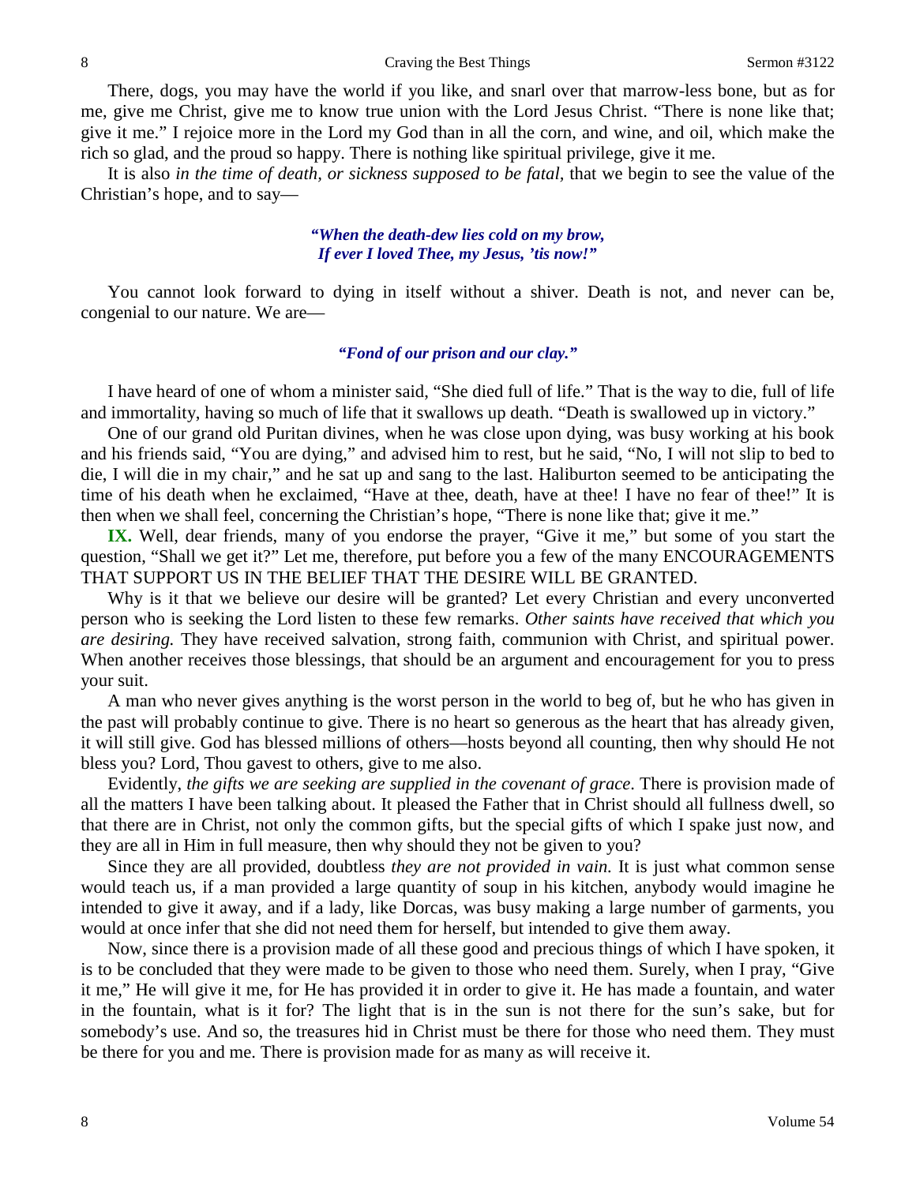There, dogs, you may have the world if you like, and snarl over that marrow-less bone, but as for me, give me Christ, give me to know true union with the Lord Jesus Christ. "There is none like that; give it me." I rejoice more in the Lord my God than in all the corn, and wine, and oil, which make the rich so glad, and the proud so happy. There is nothing like spiritual privilege, give it me.

It is also *in the time of death, or sickness supposed to be fatal*, that we begin to see the value of the Christian's hope, and to say—

> ***"When the death-dew lies cold on my brow,***
> ***If ever I loved Thee, my Jesus, 'tis now!"***

You cannot look forward to dying in itself without a shiver. Death is not, and never can be, congenial to our nature. We are—

> ***"Fond of our prison and our clay."***

I have heard of one of whom a minister said, "She died full of life." That is the way to die, full of life and immortality, having so much of life that it swallows up death. "Death is swallowed up in victory."

One of our grand old Puritan divines, when he was close upon dying, was busy working at his book and his friends said, "You are dying," and advised him to rest, but he said, "No, I will not slip to bed to die, I will die in my chair," and he sat up and sang to the last. Haliburton seemed to be anticipating the time of his death when he exclaimed, "Have at thee, death, have at thee! I have no fear of thee!" It is then when we shall feel, concerning the Christian's hope, "There is none like that; give it me."

**IX.** Well, dear friends, many of you endorse the prayer, "Give it me," but some of you start the question, "Shall we get it?" Let me, therefore, put before you a few of the many ENCOURAGEMENTS THAT SUPPORT US IN THE BELIEF THAT THE DESIRE WILL BE GRANTED.

Why is it that we believe our desire will be granted? Let every Christian and every unconverted person who is seeking the Lord listen to these few remarks. *Other saints have received that which you are desiring.* They have received salvation, strong faith, communion with Christ, and spiritual power. When another receives those blessings, that should be an argument and encouragement for you to press your suit.

A man who never gives anything is the worst person in the world to beg of, but he who has given in the past will probably continue to give. There is no heart so generous as the heart that has already given, it will still give. God has blessed millions of others—hosts beyond all counting, then why should He not bless you? Lord, Thou gavest to others, give to me also.

Evidently, *the gifts we are seeking are supplied in the covenant of grace*. There is provision made of all the matters I have been talking about. It pleased the Father that in Christ should all fullness dwell, so that there are in Christ, not only the common gifts, but the special gifts of which I spake just now, and they are all in Him in full measure, then why should they not be given to you?

Since they are all provided, doubtless *they are not provided in vain.* It is just what common sense would teach us, if a man provided a large quantity of soup in his kitchen, anybody would imagine he intended to give it away, and if a lady, like Dorcas, was busy making a large number of garments, you would at once infer that she did not need them for herself, but intended to give them away.

Now, since there is a provision made of all these good and precious things of which I have spoken, it is to be concluded that they were made to be given to those who need them. Surely, when I pray, "Give it me," He will give it me, for He has provided it in order to give it. He has made a fountain, and water in the fountain, what is it for? The light that is in the sun is not there for the sun's sake, but for somebody's use. And so, the treasures hid in Christ must be there for those who need them. They must be there for you and me. There is provision made for as many as will receive it.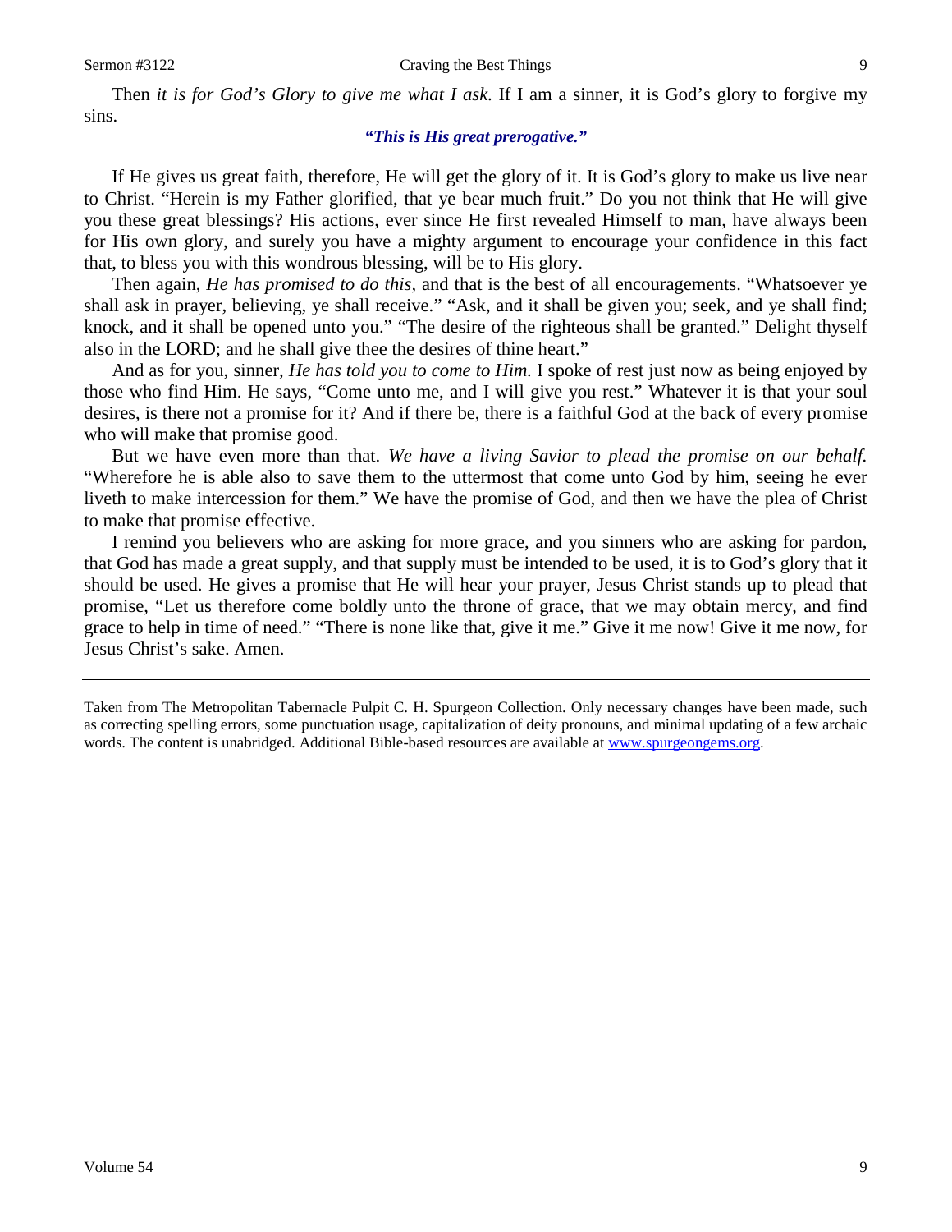Then *it is for God's Glory to give me what I ask.* If I am a sinner, it is God's glory to forgive my sins.

***"This is His great prerogative."***

If He gives us great faith, therefore, He will get the glory of it. It is God's glory to make us live near to Christ. "Herein is my Father glorified, that ye bear much fruit." Do you not think that He will give you these great blessings? His actions, ever since He first revealed Himself to man, have always been for His own glory, and surely you have a mighty argument to encourage your confidence in this fact that, to bless you with this wondrous blessing, will be to His glory.

Then again, *He has promised to do this,* and that is the best of all encouragements. "Whatsoever ye shall ask in prayer, believing, ye shall receive." "Ask, and it shall be given you; seek, and ye shall find; knock, and it shall be opened unto you." "The desire of the righteous shall be granted." Delight thyself also in the LORD; and he shall give thee the desires of thine heart."

And as for you, sinner, *He has told you to come to Him.* I spoke of rest just now as being enjoyed by those who find Him. He says, "Come unto me, and I will give you rest." Whatever it is that your soul desires, is there not a promise for it? And if there be, there is a faithful God at the back of every promise who will make that promise good.

But we have even more than that. *We have a living Savior to plead the promise on our behalf.* "Wherefore he is able also to save them to the uttermost that come unto God by him, seeing he ever liveth to make intercession for them." We have the promise of God, and then we have the plea of Christ to make that promise effective.

I remind you believers who are asking for more grace, and you sinners who are asking for pardon, that God has made a great supply, and that supply must be intended to be used, it is to God's glory that it should be used. He gives a promise that He will hear your prayer, Jesus Christ stands up to plead that promise, "Let us therefore come boldly unto the throne of grace, that we may obtain mercy, and find grace to help in time of need." "There is none like that, give it me." Give it me now! Give it me now, for Jesus Christ's sake. Amen.

---

Taken from The Metropolitan Tabernacle Pulpit C. H. Spurgeon Collection. Only necessary changes have been made, such as correcting spelling errors, some punctuation usage, capitalization of deity pronouns, and minimal updating of a few archaic words. The content is unabridged. Additional Bible-based resources are available at www.spurgeongems.org.